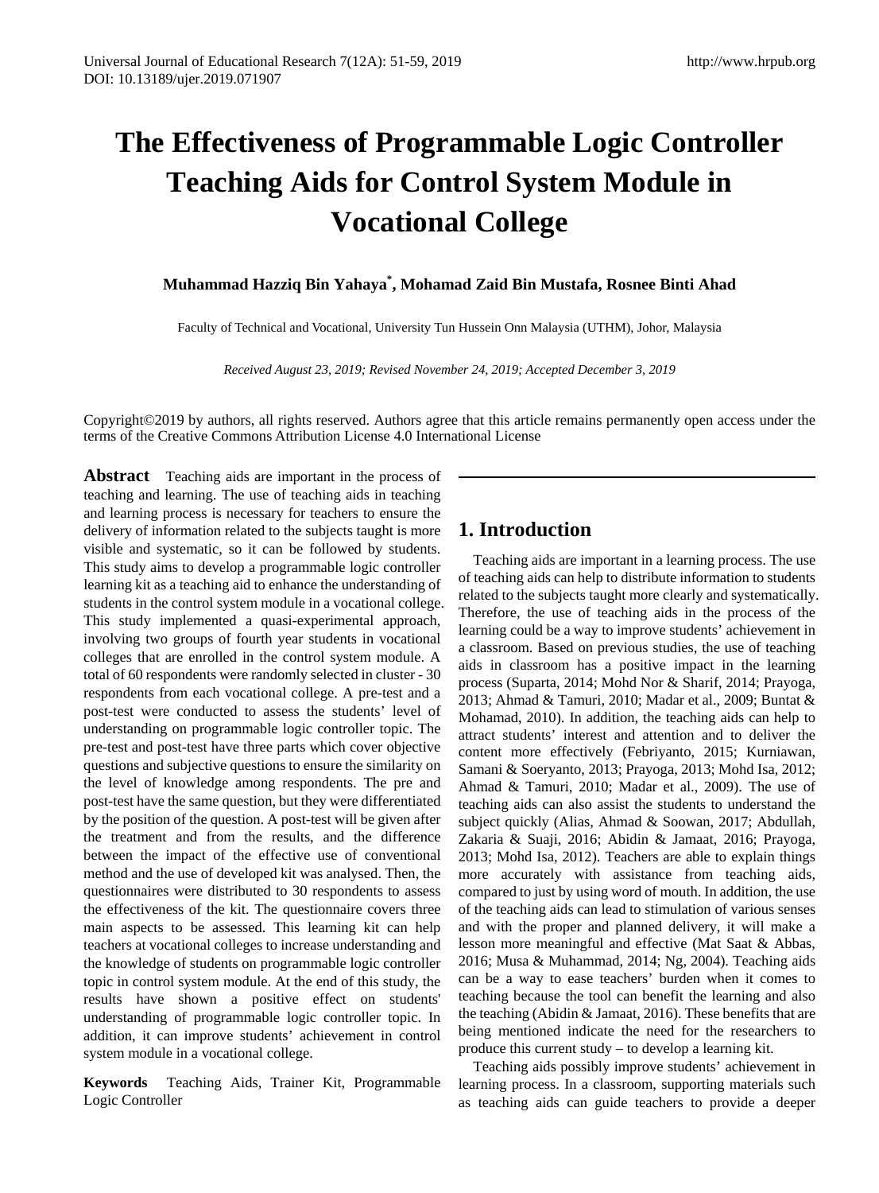# The Effectiveness of Programmable Logic Controller Teaching Aids for Control System Module in Vocational College

**Muhammad Hazziq Bin Yahaya*, Mohamad Zaid Bin Mustafa, Rosnee Binti Ahad**

Faculty of Technical and Vocational, University Tun Hussein Onn Malaysia (UTHM), Johor, Malaysia

*Received August 23, 2019; Revised November 24, 2019; Accepted December 3, 2019*

Copyright©2019 by authors, all rights reserved. Authors agree that this article remains permanently open access under the terms of the Creative Commons Attribution License 4.0 International License

**Abstract** Teaching aids are important in the process of teaching and learning. The use of teaching aids in teaching and learning process is necessary for teachers to ensure the delivery of information related to the subjects taught is more visible and systematic, so it can be followed by students. This study aims to develop a programmable logic controller learning kit as a teaching aid to enhance the understanding of students in the control system module in a vocational college. This study implemented a quasi-experimental approach, involving two groups of fourth year students in vocational colleges that are enrolled in the control system module. A total of 60 respondents were randomly selected in cluster - 30 respondents from each vocational college. A pre-test and a post-test were conducted to assess the students' level of understanding on programmable logic controller topic. The pre-test and post-test have three parts which cover objective questions and subjective questions to ensure the similarity on the level of knowledge among respondents. The pre and post-test have the same question, but they were differentiated by the position of the question. A post-test will be given after the treatment and from the results, and the difference between the impact of the effective use of conventional method and the use of developed kit was analysed. Then, the questionnaires were distributed to 30 respondents to assess the effectiveness of the kit. The questionnaire covers three main aspects to be assessed. This learning kit can help teachers at vocational colleges to increase understanding and the knowledge of students on programmable logic controller topic in control system module. At the end of this study, the results have shown a positive effect on students' understanding of programmable logic controller topic. In addition, it can improve students' achievement in control system module in a vocational college.

**Keywords** Teaching Aids, Trainer Kit, Programmable Logic Controller

## 1. Introduction

Teaching aids are important in a learning process. The use of teaching aids can help to distribute information to students related to the subjects taught more clearly and systematically. Therefore, the use of teaching aids in the process of the learning could be a way to improve students' achievement in a classroom. Based on previous studies, the use of teaching aids in classroom has a positive impact in the learning process (Suparta, 2014; Mohd Nor & Sharif, 2014; Prayoga, 2013; Ahmad & Tamuri, 2010; Madar et al., 2009; Buntat & Mohamad, 2010). In addition, the teaching aids can help to attract students' interest and attention and to deliver the content more effectively (Febriyanto, 2015; Kurniawan, Samani & Soeryanto, 2013; Prayoga, 2013; Mohd Isa, 2012; Ahmad & Tamuri, 2010; Madar et al., 2009). The use of teaching aids can also assist the students to understand the subject quickly (Alias, Ahmad & Soowan, 2017; Abdullah, Zakaria & Suaji, 2016; Abidin & Jamaat, 2016; Prayoga, 2013; Mohd Isa, 2012). Teachers are able to explain things more accurately with assistance from teaching aids, compared to just by using word of mouth. In addition, the use of the teaching aids can lead to stimulation of various senses and with the proper and planned delivery, it will make a lesson more meaningful and effective (Mat Saat & Abbas, 2016; Musa & Muhammad, 2014; Ng, 2004). Teaching aids can be a way to ease teachers' burden when it comes to teaching because the tool can benefit the learning and also the teaching (Abidin & Jamaat, 2016). These benefits that are being mentioned indicate the need for the researchers to produce this current study – to develop a learning kit.

Teaching aids possibly improve students' achievement in learning process. In a classroom, supporting materials such as teaching aids can guide teachers to provide a deeper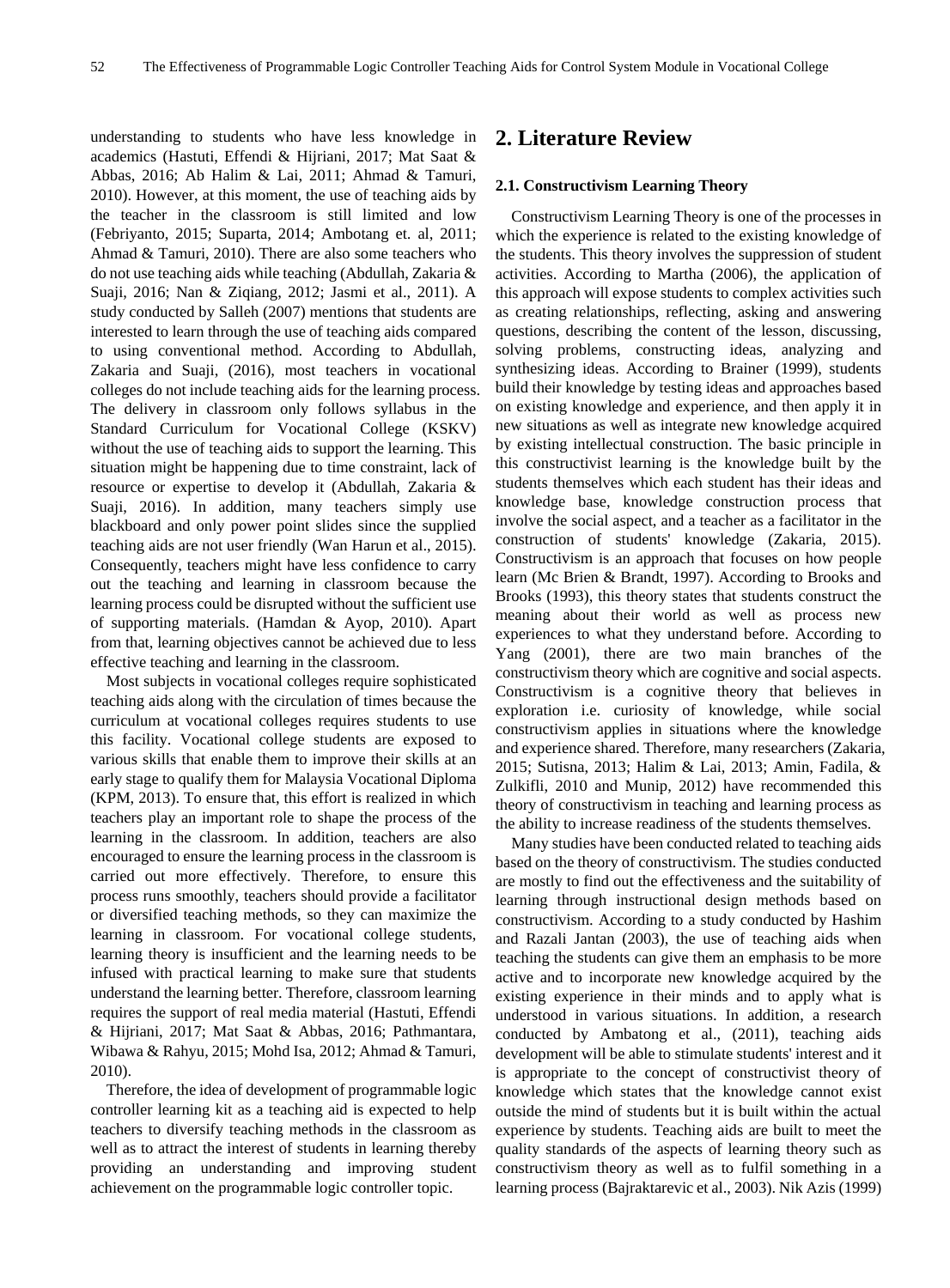understanding to students who have less knowledge in academics (Hastuti, Effendi & Hijriani, 2017; Mat Saat & Abbas, 2016; Ab Halim & Lai, 2011; Ahmad & Tamuri, 2010). However, at this moment, the use of teaching aids by the teacher in the classroom is still limited and low (Febriyanto, 2015; Suparta, 2014; Ambotang et. al, 2011; Ahmad & Tamuri, 2010). There are also some teachers who do not use teaching aids while teaching (Abdullah, Zakaria & Suaji, 2016; Nan & Ziqiang, 2012; Jasmi et al., 2011). A study conducted by Salleh (2007) mentions that students are interested to learn through the use of teaching aids compared to using conventional method. According to Abdullah, Zakaria and Suaji, (2016), most teachers in vocational colleges do not include teaching aids for the learning process. The delivery in classroom only follows syllabus in the Standard Curriculum for Vocational College (KSKV) without the use of teaching aids to support the learning. This situation might be happening due to time constraint, lack of resource or expertise to develop it (Abdullah, Zakaria & Suaji, 2016). In addition, many teachers simply use blackboard and only power point slides since the supplied teaching aids are not user friendly (Wan Harun et al., 2015). Consequently, teachers might have less confidence to carry out the teaching and learning in classroom because the learning process could be disrupted without the sufficient use of supporting materials. (Hamdan & Ayop, 2010). Apart from that, learning objectives cannot be achieved due to less effective teaching and learning in the classroom.

Most subjects in vocational colleges require sophisticated teaching aids along with the circulation of times because the curriculum at vocational colleges requires students to use this facility. Vocational college students are exposed to various skills that enable them to improve their skills at an early stage to qualify them for Malaysia Vocational Diploma (KPM, 2013). To ensure that, this effort is realized in which teachers play an important role to shape the process of the learning in the classroom. In addition, teachers are also encouraged to ensure the learning process in the classroom is carried out more effectively. Therefore, to ensure this process runs smoothly, teachers should provide a facilitator or diversified teaching methods, so they can maximize the learning in classroom. For vocational college students, learning theory is insufficient and the learning needs to be infused with practical learning to make sure that students understand the learning better. Therefore, classroom learning requires the support of real media material (Hastuti, Effendi & Hijriani, 2017; Mat Saat & Abbas, 2016; Pathmantara, Wibawa & Rahyu, 2015; Mohd Isa, 2012; Ahmad & Tamuri, 2010).

Therefore, the idea of development of programmable logic controller learning kit as a teaching aid is expected to help teachers to diversify teaching methods in the classroom as well as to attract the interest of students in learning thereby providing an understanding and improving student achievement on the programmable logic controller topic.

## 2. Literature Review

### 2.1. Constructivism Learning Theory

Constructivism Learning Theory is one of the processes in which the experience is related to the existing knowledge of the students. This theory involves the suppression of student activities. According to Martha (2006), the application of this approach will expose students to complex activities such as creating relationships, reflecting, asking and answering questions, describing the content of the lesson, discussing, solving problems, constructing ideas, analyzing and synthesizing ideas. According to Brainer (1999), students build their knowledge by testing ideas and approaches based on existing knowledge and experience, and then apply it in new situations as well as integrate new knowledge acquired by existing intellectual construction. The basic principle in this constructivist learning is the knowledge built by the students themselves which each student has their ideas and knowledge base, knowledge construction process that involve the social aspect, and a teacher as a facilitator in the construction of students' knowledge (Zakaria, 2015). Constructivism is an approach that focuses on how people learn (Mc Brien & Brandt, 1997). According to Brooks and Brooks (1993), this theory states that students construct the meaning about their world as well as process new experiences to what they understand before. According to Yang (2001), there are two main branches of the constructivism theory which are cognitive and social aspects. Constructivism is a cognitive theory that believes in exploration i.e. curiosity of knowledge, while social constructivism applies in situations where the knowledge and experience shared. Therefore, many researchers (Zakaria, 2015; Sutisna, 2013; Halim & Lai, 2013; Amin, Fadila, & Zulkifli, 2010 and Munip, 2012) have recommended this theory of constructivism in teaching and learning process as the ability to increase readiness of the students themselves.

Many studies have been conducted related to teaching aids based on the theory of constructivism. The studies conducted are mostly to find out the effectiveness and the suitability of learning through instructional design methods based on constructivism. According to a study conducted by Hashim and Razali Jantan (2003), the use of teaching aids when teaching the students can give them an emphasis to be more active and to incorporate new knowledge acquired by the existing experience in their minds and to apply what is understood in various situations. In addition, a research conducted by Ambatong et al., (2011), teaching aids development will be able to stimulate students' interest and it is appropriate to the concept of constructivist theory of knowledge which states that the knowledge cannot exist outside the mind of students but it is built within the actual experience by students. Teaching aids are built to meet the quality standards of the aspects of learning theory such as constructivism theory as well as to fulfil something in a learning process (Bajraktarevic et al., 2003). Nik Azis (1999)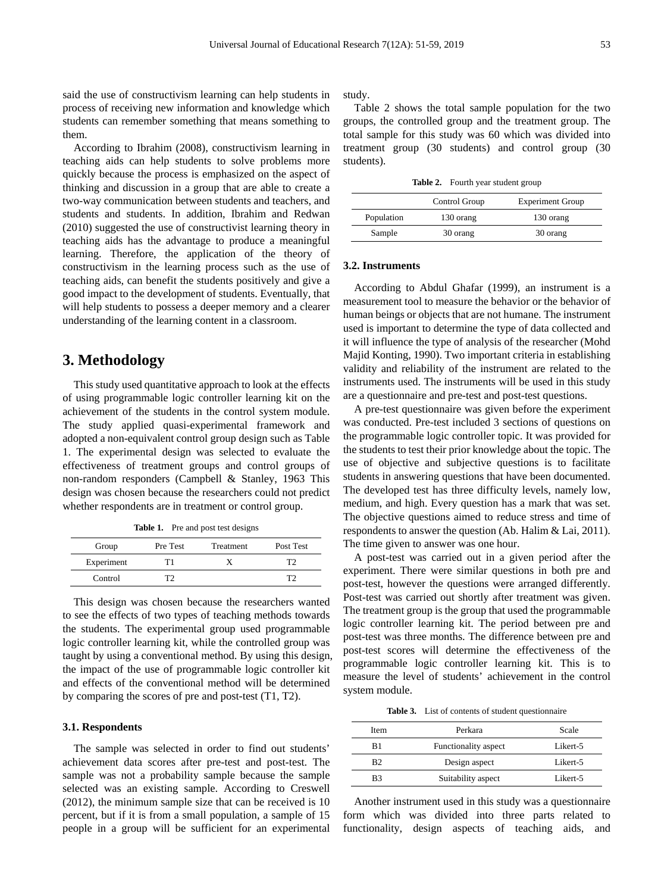said the use of constructivism learning can help students in process of receiving new information and knowledge which students can remember something that means something to them.

According to Ibrahim (2008), constructivism learning in teaching aids can help students to solve problems more quickly because the process is emphasized on the aspect of thinking and discussion in a group that are able to create a two-way communication between students and teachers, and students and students. In addition, Ibrahim and Redwan (2010) suggested the use of constructivist learning theory in teaching aids has the advantage to produce a meaningful learning. Therefore, the application of the theory of constructivism in the learning process such as the use of teaching aids, can benefit the students positively and give a good impact to the development of students. Eventually, that will help students to possess a deeper memory and a clearer understanding of the learning content in a classroom.

# 3. Methodology

This study used quantitative approach to look at the effects of using programmable logic controller learning kit on the achievement of the students in the control system module. The study applied quasi-experimental framework and adopted a non-equivalent control group design such as Table 1. The experimental design was selected to evaluate the effectiveness of treatment groups and control groups of non-random responders (Campbell & Stanley, 1963 This design was chosen because the researchers could not predict whether respondents are in treatment or control group.

**Table 1.** Pre and post test designs

| Group | Pre Test | Treatment | Post Test |
|---|---|---|---|
| Experiment | T1 | X | T2 |
| Control | T2 | | T2 |

This design was chosen because the researchers wanted to see the effects of two types of teaching methods towards the students. The experimental group used programmable logic controller learning kit, while the controlled group was taught by using a conventional method. By using this design, the impact of the use of programmable logic controller kit and effects of the conventional method will be determined by comparing the scores of pre and post-test (T1, T2).

## 3.1. Respondents

The sample was selected in order to find out students' achievement data scores after pre-test and post-test. The sample was not a probability sample because the sample selected was an existing sample. According to Creswell (2012), the minimum sample size that can be received is 10 percent, but if it is from a small population, a sample of 15 people in a group will be sufficient for an experimental study.

Table 2 shows the total sample population for the two groups, the controlled group and the treatment group. The total sample for this study was 60 which was divided into treatment group (30 students) and control group (30 students).

**Table 2.** Fourth year student group

| | Control Group | Experiment Group |
|---|---|---|
| Population | 130 orang | 130 orang |
| Sample | 30 orang | 30 orang |

## 3.2. Instruments

According to Abdul Ghafar (1999), an instrument is a measurement tool to measure the behavior or the behavior of human beings or objects that are not humane. The instrument used is important to determine the type of data collected and it will influence the type of analysis of the researcher (Mohd Majid Konting, 1990). Two important criteria in establishing validity and reliability of the instrument are related to the instruments used. The instruments will be used in this study are a questionnaire and pre-test and post-test questions.

A pre-test questionnaire was given before the experiment was conducted. Pre-test included 3 sections of questions on the programmable logic controller topic. It was provided for the students to test their prior knowledge about the topic. The use of objective and subjective questions is to facilitate students in answering questions that have been documented. The developed test has three difficulty levels, namely low, medium, and high. Every question has a mark that was set. The objective questions aimed to reduce stress and time of respondents to answer the question (Ab. Halim & Lai, 2011). The time given to answer was one hour.

A post-test was carried out in a given period after the experiment. There were similar questions in both pre and post-test, however the questions were arranged differently. Post-test was carried out shortly after treatment was given. The treatment group is the group that used the programmable logic controller learning kit. The period between pre and post-test was three months. The difference between pre and post-test scores will determine the effectiveness of the programmable logic controller learning kit. This is to measure the level of students' achievement in the control system module.

**Table 3.** List of contents of student questionnaire

| Item | Perkara | Scale |
|---|---|---|
| B1 | Functionality aspect | Likert-5 |
| B2 | Design aspect | Likert-5 |
| B3 | Suitability aspect | Likert-5 |

Another instrument used in this study was a questionnaire form which was divided into three parts related to functionality, design aspects of teaching aids, and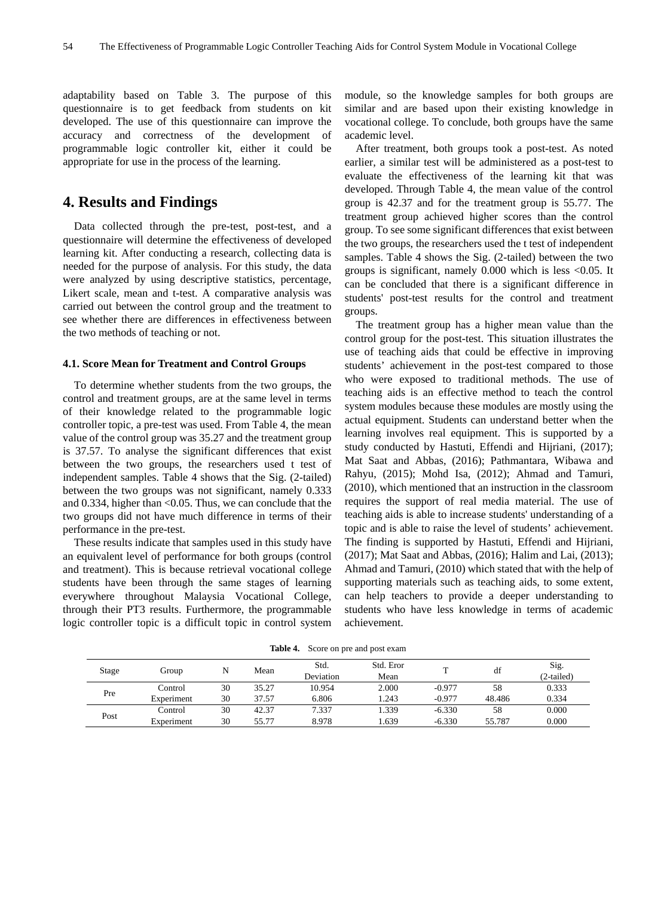adaptability based on Table 3. The purpose of this questionnaire is to get feedback from students on kit developed. The use of this questionnaire can improve the accuracy and correctness of the development of programmable logic controller kit, either it could be appropriate for use in the process of the learning.

## 4. Results and Findings

Data collected through the pre-test, post-test, and a questionnaire will determine the effectiveness of developed learning kit. After conducting a research, collecting data is needed for the purpose of analysis. For this study, the data were analyzed by using descriptive statistics, percentage, Likert scale, mean and t-test. A comparative analysis was carried out between the control group and the treatment to see whether there are differences in effectiveness between the two methods of teaching or not.

### 4.1. Score Mean for Treatment and Control Groups

To determine whether students from the two groups, the control and treatment groups, are at the same level in terms of their knowledge related to the programmable logic controller topic, a pre-test was used. From Table 4, the mean value of the control group was 35.27 and the treatment group is 37.57. To analyse the significant differences that exist between the two groups, the researchers used t test of independent samples. Table 4 shows that the Sig. (2-tailed) between the two groups was not significant, namely 0.333 and 0.334, higher than <0.05. Thus, we can conclude that the two groups did not have much difference in terms of their performance in the pre-test.

These results indicate that samples used in this study have an equivalent level of performance for both groups (control and treatment). This is because retrieval vocational college students have been through the same stages of learning everywhere throughout Malaysia Vocational College, through their PT3 results. Furthermore, the programmable logic controller topic is a difficult topic in control system module, so the knowledge samples for both groups are similar and are based upon their existing knowledge in vocational college. To conclude, both groups have the same academic level.

After treatment, both groups took a post-test. As noted earlier, a similar test will be administered as a post-test to evaluate the effectiveness of the learning kit that was developed. Through Table 4, the mean value of the control group is 42.37 and for the treatment group is 55.77. The treatment group achieved higher scores than the control group. To see some significant differences that exist between the two groups, the researchers used the t test of independent samples. Table 4 shows the Sig. (2-tailed) between the two groups is significant, namely 0.000 which is less <0.05. It can be concluded that there is a significant difference in students' post-test results for the control and treatment groups.

The treatment group has a higher mean value than the control group for the post-test. This situation illustrates the use of teaching aids that could be effective in improving students' achievement in the post-test compared to those who were exposed to traditional methods. The use of teaching aids is an effective method to teach the control system modules because these modules are mostly using the actual equipment. Students can understand better when the learning involves real equipment. This is supported by a study conducted by Hastuti, Effendi and Hijriani, (2017); Mat Saat and Abbas, (2016); Pathmantara, Wibawa and Rahyu, (2015); Mohd Isa, (2012); Ahmad and Tamuri, (2010), which mentioned that an instruction in the classroom requires the support of real media material. The use of teaching aids is able to increase students' understanding of a topic and is able to raise the level of students' achievement. The finding is supported by Hastuti, Effendi and Hijriani, (2017); Mat Saat and Abbas, (2016); Halim and Lai, (2013); Ahmad and Tamuri, (2010) which stated that with the help of supporting materials such as teaching aids, to some extent, can help teachers to provide a deeper understanding to students who have less knowledge in terms of academic achievement.

**Table 4.** Score on pre and post exam

| Stage | Group | N | Mean | Std. Deviation | Std. Eror Mean | T | df | Sig. (2-tailed) |
|---|---|---|---|---|---|---|---|---|
| Pre | Control | 30 | 35.27 | 10.954 | 2.000 | -0.977 | 58 | 0.333 |
| | Experiment | 30 | 37.57 | 6.806 | 1.243 | -0.977 | 48.486 | 0.334 |
| Post | Control | 30 | 42.37 | 7.337 | 1.339 | -6.330 | 58 | 0.000 |
| | Experiment | 30 | 55.77 | 8.978 | 1.639 | -6.330 | 55.787 | 0.000 |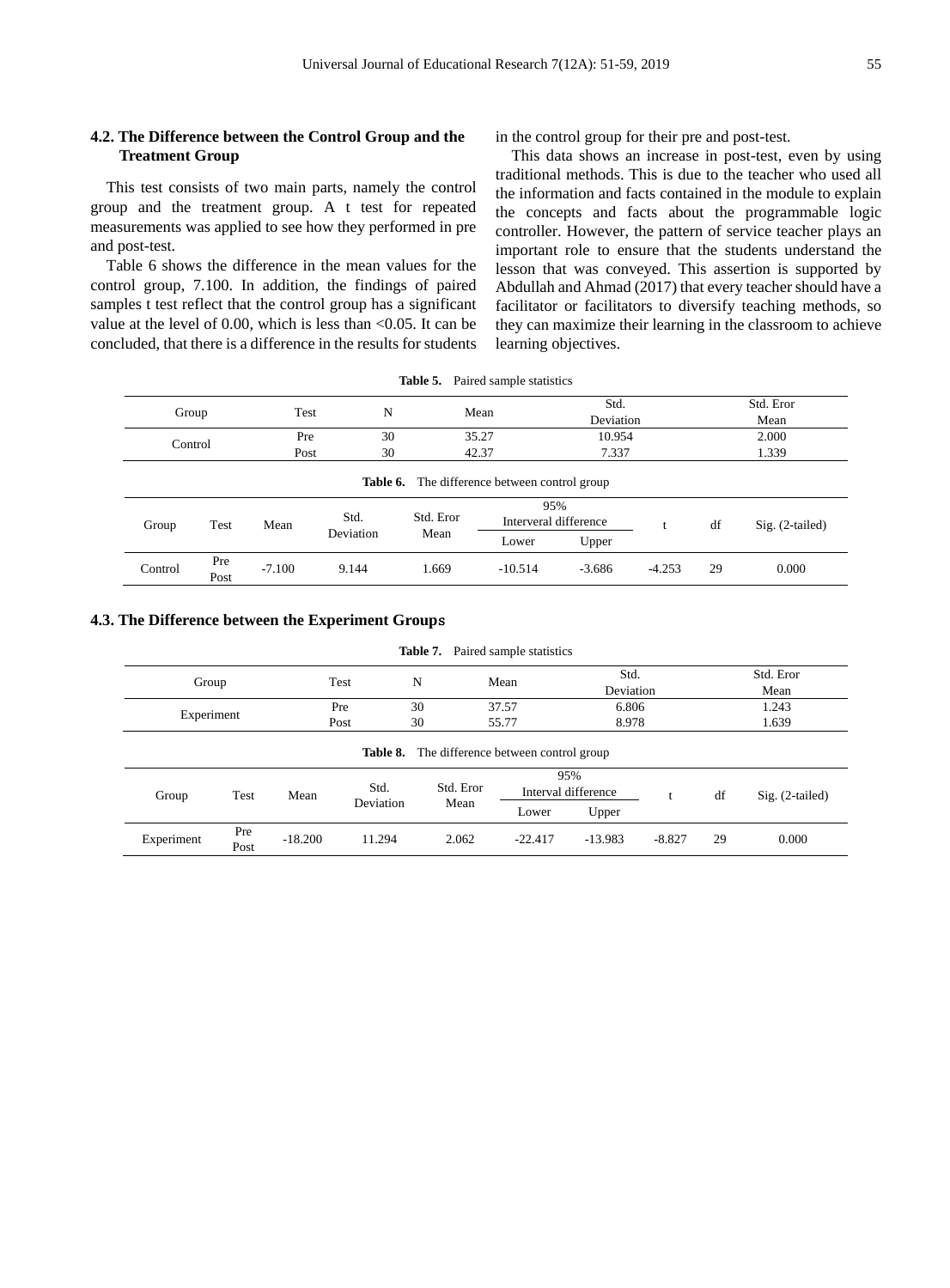### 4.2. The Difference between the Control Group and the Treatment Group

This test consists of two main parts, namely the control group and the treatment group. A t test for repeated measurements was applied to see how they performed in pre and post-test.

Table 6 shows the difference in the mean values for the control group, 7.100. In addition, the findings of paired samples t test reflect that the control group has a significant value at the level of 0.00, which is less than <0.05. It can be concluded, that there is a difference in the results for students in the control group for their pre and post-test.

This data shows an increase in post-test, even by using traditional methods. This is due to the teacher who used all the information and facts contained in the module to explain the concepts and facts about the programmable logic controller. However, the pattern of service teacher plays an important role to ensure that the students understand the lesson that was conveyed. This assertion is supported by Abdullah and Ahmad (2017) that every teacher should have a facilitator or facilitators to diversify teaching methods, so they can maximize their learning in the classroom to achieve learning objectives.

**Table 5.** Paired sample statistics

| Group | Test | N | Mean | Std. Deviation | Std. Eror Mean |
|---|---|---|---|---|---|
| Control | Pre | 30 | 35.27 | 10.954 | 2.000 |
| | Post | 30 | 42.37 | 7.337 | 1.339 |

**Table 6.** The difference between control group

| Group | Test | Mean | Std. Deviation | Std. Eror Mean | 95% Interveral difference | | t | df | Sig. (2-tailed) |
|---|---|---|---|---|---|---|---|---|---|
| | | | | | Lower | Upper | | | |
| Control | Pre Post | -7.100 | 9.144 | 1.669 | -10.514 | -3.686 | -4.253 | 29 | 0.000 |

### 4.3. The Difference between the Experiment Groups

**Table 7.** Paired sample statistics

| Group | Test | N | Mean | Std. Deviation | Std. Eror Mean |
|---|---|---|---|---|---|
| Experiment | Pre | 30 | 37.57 | 6.806 | 1.243 |
| | Post | 30 | 55.77 | 8.978 | 1.639 |

**Table 8.** The difference between control group

| Group | Test | Mean | Std. Deviation | Std. Eror Mean | 95% Interval difference | | t | df | Sig. (2-tailed) |
|---|---|---|---|---|---|---|---|---|---|
| | | | | | Lower | Upper | | | |
| Experiment | Pre Post | -18.200 | 11.294 | 2.062 | -22.417 | -13.983 | -8.827 | 29 | 0.000 |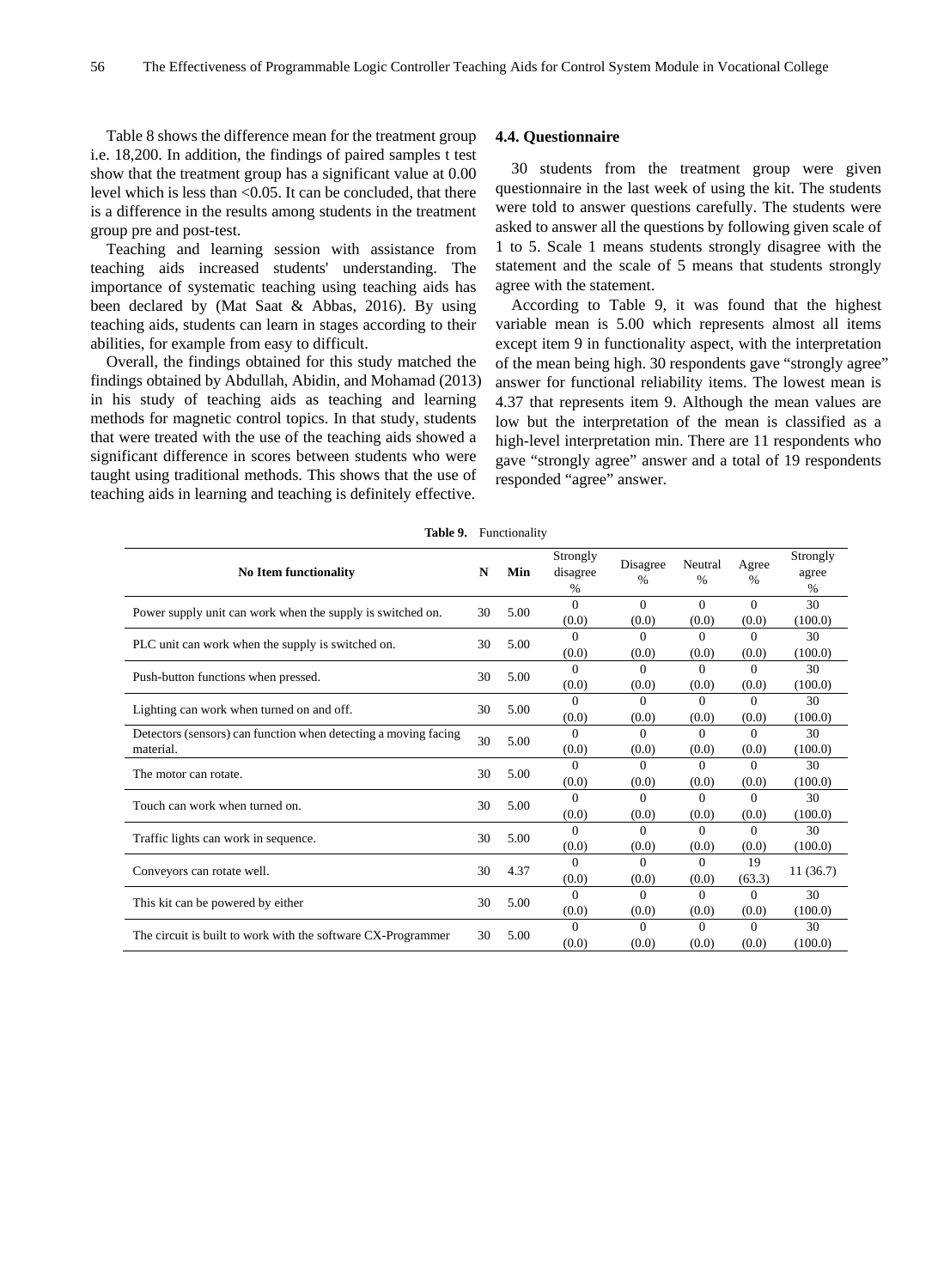Table 8 shows the difference mean for the treatment group i.e. 18,200. In addition, the findings of paired samples t test show that the treatment group has a significant value at 0.00 level which is less than <0.05. It can be concluded, that there is a difference in the results among students in the treatment group pre and post-test.

Teaching and learning session with assistance from teaching aids increased students' understanding. The importance of systematic teaching using teaching aids has been declared by (Mat Saat & Abbas, 2016). By using teaching aids, students can learn in stages according to their abilities, for example from easy to difficult.

Overall, the findings obtained for this study matched the findings obtained by Abdullah, Abidin, and Mohamad (2013) in his study of teaching aids as teaching and learning methods for magnetic control topics. In that study, students that were treated with the use of the teaching aids showed a significant difference in scores between students who were taught using traditional methods. This shows that the use of teaching aids in learning and teaching is definitely effective.

### 4.4. Questionnaire

30 students from the treatment group were given questionnaire in the last week of using the kit. The students were told to answer questions carefully. The students were asked to answer all the questions by following given scale of 1 to 5. Scale 1 means students strongly disagree with the statement and the scale of 5 means that students strongly agree with the statement.

According to Table 9, it was found that the highest variable mean is 5.00 which represents almost all items except item 9 in functionality aspect, with the interpretation of the mean being high. 30 respondents gave "strongly agree" answer for functional reliability items. The lowest mean is 4.37 that represents item 9. Although the mean values are low but the interpretation of the mean is classified as a high-level interpretation min. There are 11 respondents who gave "strongly agree" answer and a total of 19 respondents responded "agree" answer.

**Table 9.** Functionality

| No Item functionality | N | Min | Strongly disagree % | Disagree % | Neutral % | Agree % | Strongly agree % |
|---|---|---|---|---|---|---|---|
| Power supply unit can work when the supply is switched on. | 30 | 5.00 | 0 (0.0) | 0 (0.0) | 0 (0.0) | 0 (0.0) | 30 (100.0) |
| PLC unit can work when the supply is switched on. | 30 | 5.00 | 0 (0.0) | 0 (0.0) | 0 (0.0) | 0 (0.0) | 30 (100.0) |
| Push-button functions when pressed. | 30 | 5.00 | 0 (0.0) | 0 (0.0) | 0 (0.0) | 0 (0.0) | 30 (100.0) |
| Lighting can work when turned on and off. | 30 | 5.00 | 0 (0.0) | 0 (0.0) | 0 (0.0) | 0 (0.0) | 30 (100.0) |
| Detectors (sensors) can function when detecting a moving facing material. | 30 | 5.00 | 0 (0.0) | 0 (0.0) | 0 (0.0) | 0 (0.0) | 30 (100.0) |
| The motor can rotate. | 30 | 5.00 | 0 (0.0) | 0 (0.0) | 0 (0.0) | 0 (0.0) | 30 (100.0) |
| Touch can work when turned on. | 30 | 5.00 | 0 (0.0) | 0 (0.0) | 0 (0.0) | 0 (0.0) | 30 (100.0) |
| Traffic lights can work in sequence. | 30 | 5.00 | 0 (0.0) | 0 (0.0) | 0 (0.0) | 0 (0.0) | 30 (100.0) |
| Conveyors can rotate well. | 30 | 4.37 | 0 (0.0) | 0 (0.0) | 0 (0.0) | 19 (63.3) | 11 (36.7) |
| This kit can be powered by either | 30 | 5.00 | 0 (0.0) | 0 (0.0) | 0 (0.0) | 0 (0.0) | 30 (100.0) |
| The circuit is built to work with the software CX-Programmer | 30 | 5.00 | 0 (0.0) | 0 (0.0) | 0 (0.0) | 0 (0.0) | 30 (100.0) |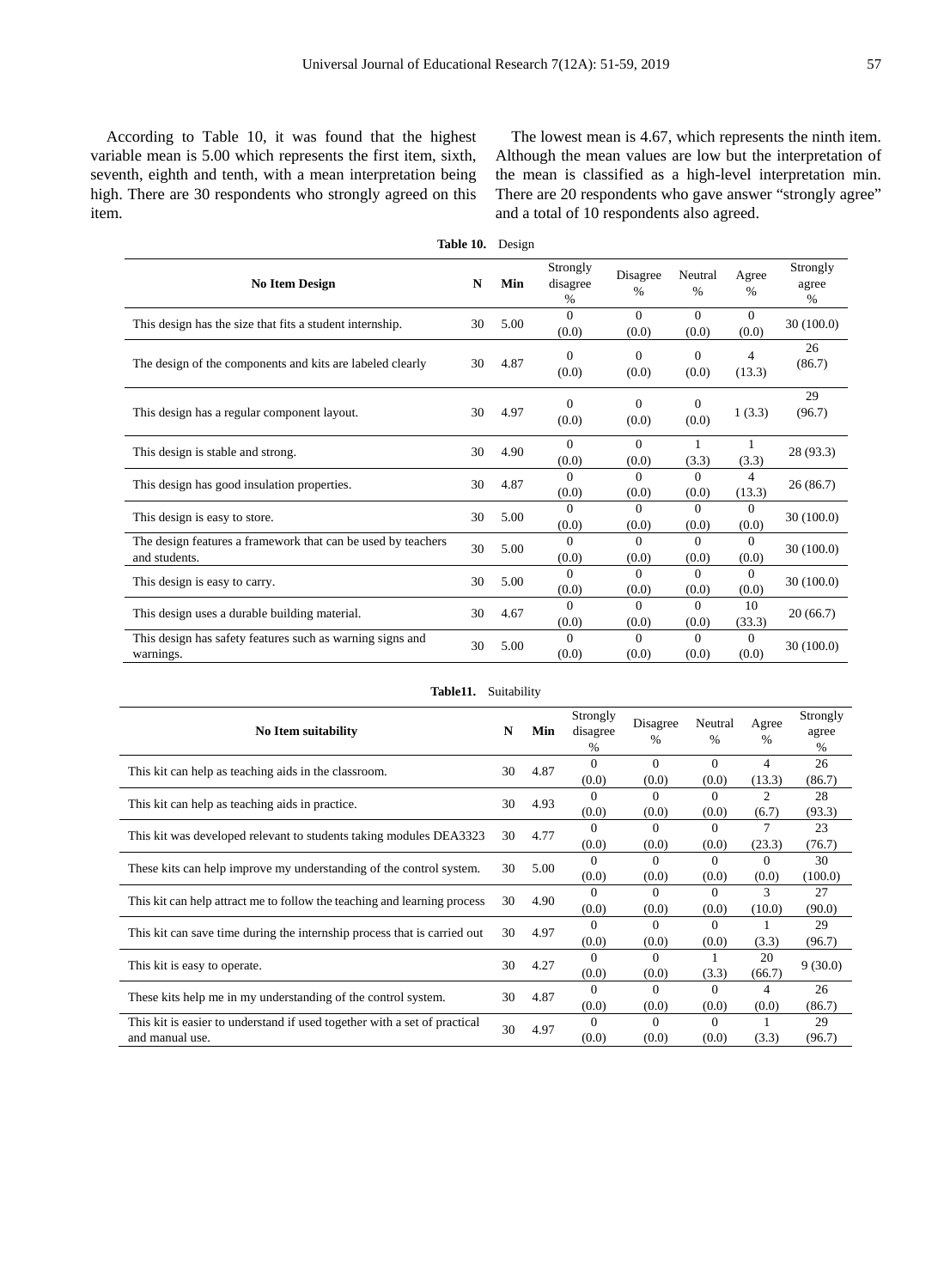According to Table 10, it was found that the highest variable mean is 5.00 which represents the first item, sixth, seventh, eighth and tenth, with a mean interpretation being high. There are 30 respondents who strongly agreed on this item.

The lowest mean is 4.67, which represents the ninth item. Although the mean values are low but the interpretation of the mean is classified as a high-level interpretation min. There are 20 respondents who gave answer "strongly agree" and a total of 10 respondents also agreed.

**Table 10.** Design

| No Item Design | N | Min | Strongly disagree % | Disagree % | Neutral % | Agree % | Strongly agree % |
|---|---|---|---|---|---|---|---|
| This design has the size that fits a student internship. | 30 | 5.00 | 0 (0.0) | 0 (0.0) | 0 (0.0) | 0 (0.0) | 30 (100.0) |
| The design of the components and kits are labeled clearly | 30 | 4.87 | 0 (0.0) | 0 (0.0) | 0 (0.0) | 4 (13.3) | 26 (86.7) |
| This design has a regular component layout. | 30 | 4.97 | 0 (0.0) | 0 (0.0) | 0 (0.0) | 1 (3.3) | 29 (96.7) |
| This design is stable and strong. | 30 | 4.90 | 0 (0.0) | 0 (0.0) | 1 (3.3) | 1 (3.3) | 28 (93.3) |
| This design has good insulation properties. | 30 | 4.87 | 0 (0.0) | 0 (0.0) | 0 (0.0) | 4 (13.3) | 26 (86.7) |
| This design is easy to store. | 30 | 5.00 | 0 (0.0) | 0 (0.0) | 0 (0.0) | 0 (0.0) | 30 (100.0) |
| The design features a framework that can be used by teachers and students. | 30 | 5.00 | 0 (0.0) | 0 (0.0) | 0 (0.0) | 0 (0.0) | 30 (100.0) |
| This design is easy to carry. | 30 | 5.00 | 0 (0.0) | 0 (0.0) | 0 (0.0) | 0 (0.0) | 30 (100.0) |
| This design uses a durable building material. | 30 | 4.67 | 0 (0.0) | 0 (0.0) | 0 (0.0) | 10 (33.3) | 20 (66.7) |
| This design has safety features such as warning signs and warnings. | 30 | 5.00 | 0 (0.0) | 0 (0.0) | 0 (0.0) | 0 (0.0) | 30 (100.0) |

**Table11.** Suitability

| No Item suitability | N | Min | Strongly disagree % | Disagree % | Neutral % | Agree % | Strongly agree % |
|---|---|---|---|---|---|---|---|
| This kit can help as teaching aids in the classroom. | 30 | 4.87 | 0 (0.0) | 0 (0.0) | 0 (0.0) | 4 (13.3) | 26 (86.7) |
| This kit can help as teaching aids in practice. | 30 | 4.93 | 0 (0.0) | 0 (0.0) | 0 (0.0) | 2 (6.7) | 28 (93.3) |
| This kit was developed relevant to students taking modules DEA3323 | 30 | 4.77 | 0 (0.0) | 0 (0.0) | 0 (0.0) | 7 (23.3) | 23 (76.7) |
| These kits can help improve my understanding of the control system. | 30 | 5.00 | 0 (0.0) | 0 (0.0) | 0 (0.0) | 0 (0.0) | 30 (100.0) |
| This kit can help attract me to follow the teaching and learning process | 30 | 4.90 | 0 (0.0) | 0 (0.0) | 0 (0.0) | 3 (10.0) | 27 (90.0) |
| This kit can save time during the internship process that is carried out | 30 | 4.97 | 0 (0.0) | 0 (0.0) | 0 (0.0) | 1 (3.3) | 29 (96.7) |
| This kit is easy to operate. | 30 | 4.27 | 0 (0.0) | 0 (0.0) | 1 (3.3) | 20 (66.7) | 9 (30.0) |
| These kits help me in my understanding of the control system. | 30 | 4.87 | 0 (0.0) | 0 (0.0) | 0 (0.0) | 4 (0.0) | 26 (86.7) |
| This kit is easier to understand if used together with a set of practical and manual use. | 30 | 4.97 | 0 (0.0) | 0 (0.0) | 0 (0.0) | 1 (3.3) | 29 (96.7) |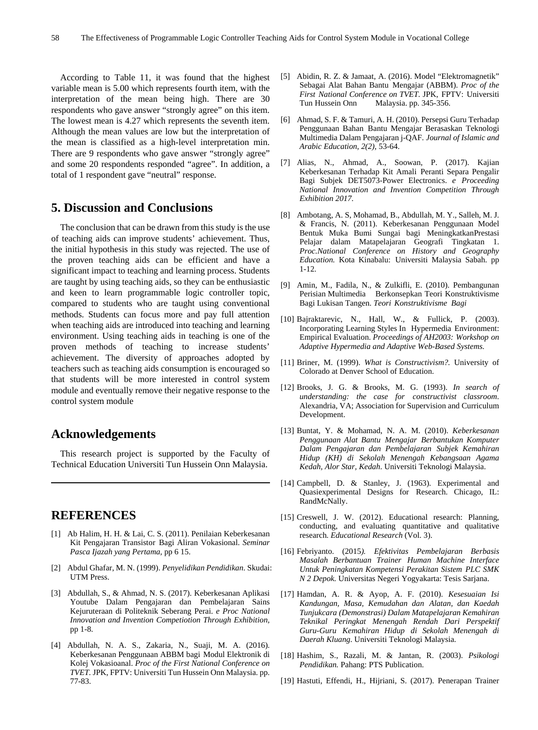According to Table 11, it was found that the highest variable mean is 5.00 which represents fourth item, with the interpretation of the mean being high. There are 30 respondents who gave answer “strongly agree” on this item. The lowest mean is 4.27 which represents the seventh item. Although the mean values are low but the interpretation of the mean is classified as a high-level interpretation min. There are 9 respondents who gave answer “strongly agree” and some 20 respondents responded “agree”. In addition, a total of 1 respondent gave “neutral” response.

## 5. Discussion and Conclusions

The conclusion that can be drawn from this study is the use of teaching aids can improve students’ achievement. Thus, the initial hypothesis in this study was rejected. The use of the proven teaching aids can be efficient and have a significant impact to teaching and learning process. Students are taught by using teaching aids, so they can be enthusiastic and keen to learn programmable logic controller topic, compared to students who are taught using conventional methods. Students can focus more and pay full attention when teaching aids are introduced into teaching and learning environment. Using teaching aids in teaching is one of the proven methods of teaching to increase students’ achievement. The diversity of approaches adopted by teachers such as teaching aids consumption is encouraged so that students will be more interested in control system module and eventually remove their negative response to the control system module

## Acknowledgements

This research project is supported by the Faculty of Technical Education Universiti Tun Hussein Onn Malaysia.

## REFERENCES

[1] Ab Halim, H. H. & Lai, C. S. (2011). Penilaian Keberkesanan Kit Pengajaran Transistor Bagi Aliran Vokasional. *Seminar Pasca Ijazah yang Pertama,* pp 6 15.

[2] Abdul Ghafar, M. N. (1999). *Penyelidikan Pendidikan*. Skudai: UTM Press.

[3] Abdullah, S., & Ahmad, N. S. (2017). Keberkesanan Aplikasi Youtube Dalam Pengajaran dan Pembelajaran Sains Kejuruteraan di Politeknik Seberang Perai. *e Proc National Innovation and Invention Competiotion Through Exhibition,* pp 1-8.

[4] Abdullah, N. A. S., Zakaria, N., Suaji, M. A. (2016). Keberkesanan Penggunaan ABBM bagi Modul Elektronik di Kolej Vokasioanal. *Proc of the First National Conference on TVET.* JPK, FPTV: Universiti Tun Hussein Onn Malaysia. pp. 77-83.

[5] Abidin, R. Z. & Jamaat, A. (2016). Model “Elektromagnetik” Sebagai Alat Bahan Bantu Mengajar (ABBM). *Proc of the First National Conference on TVET*. JPK, FPTV: Universiti Tun Hussein Onn Malaysia. pp. 345-356.

[6] Ahmad, S. F. & Tamuri, A. H. (2010). Persepsi Guru Terhadap Penggunaan Bahan Bantu Mengajar Berasaskan Teknologi Multimedia Dalam Pengajaran j-QAF. *Journal of Islamic and Arabic Education, 2(2),* 53-64.

[7] Alias, N., Ahmad, A., Soowan, P. (2017). Kajian Keberkesanan Terhadap Kit Amali Peranti Separa Pengalir Bagi Subjek DET5073-Power Electronics. *e Proceeding National Innovation and Invention Competition Through Exhibition 2017.*

[8] Ambotang, A. S, Mohamad, B., Abdullah, M. Y., Salleh, M. J. & Francis, N. (2011). Keberkesanan Penggunaan Model Bentuk Muka Bumi Sungai bagi MeningkatkanPrestasi Pelajar dalam Matapelajaran Geografi Tingkatan 1. *Proc.National Conference on History and Geography Education.* Kota Kinabalu: Universiti Malaysia Sabah. pp 1-12.

[9] Amin, M., Fadila, N., & Zulkifli, E. (2010). Pembangunan Perisian Multimedia Berkonsepkan Teori Konstruktivisme Bagi Lukisan Tangen. *Teori Konstruktivisme Bagi*

[10] Bajraktarevic, N., Hall, W., & Fullick, P. (2003). Incorporating Learning Styles In Hypermedia Environment: Empirical Evaluation. *Proceedings of AH2003: Workshop on Adaptive Hypermedia and Adaptive Web-Based Systems.*

[11] Briner, M. (1999). *What is Constructivism?.* University of Colorado at Denver School of Education.

[12] Brooks, J. G. & Brooks, M. G. (1993). *In search of understanding: the case for constructivist classroom*. Alexandria, VA; Association for Supervision and Curriculum Development.

[13] Buntat, Y. & Mohamad, N. A. M. (2010). *Keberkesanan Penggunaan Alat Bantu Mengajar Berbantukan Komputer Dalam Pengajaran dan Pembelajaran Subjek Kemahiran Hidup (KH) di Sekolah Menengah Kebangsaan Agama Kedah, Alor Star, Kedah*. Universiti Teknologi Malaysia.

[14] Campbell, D. & Stanley, J. (1963). Experimental and Quasiexperimental Designs for Research. Chicago, IL: RandMcNally.

[15] Creswell, J. W. (2012). Educational research: Planning, conducting, and evaluating quantitative and qualitative research. *Educational Research* (Vol. 3).

[16] Febriyanto. (2015*). Efektivitas Pembelajaran Berbasis Masalah Berbantuan Trainer Human Machine Interface Untuk Peningkatan Kompetensi Perakitan Sistem PLC SMK N 2 Depok.* Universitas Negeri Yogyakarta: Tesis Sarjana.

[17] Hamdan, A. R. & Ayop, A. F. (2010). *Kesesuaian Isi Kandungan, Masa, Kemudahan dan Alatan, dan Kaedah Tunjukcara (Demonstrasi) Dalam Matapelajaran Kemahiran Teknikal Peringkat Menengah Rendah Dari Perspektif Guru-Guru Kemahiran Hidup di Sekolah Menengah di Daerah Kluang*. Universiti Teknologi Malaysia.

[18] Hashim, S., Razali, M. & Jantan, R. (2003). *Psikologi Pendidikan.* Pahang: PTS Publication.

[19] Hastuti, Effendi, H., Hijriani, S. (2017). Penerapan Trainer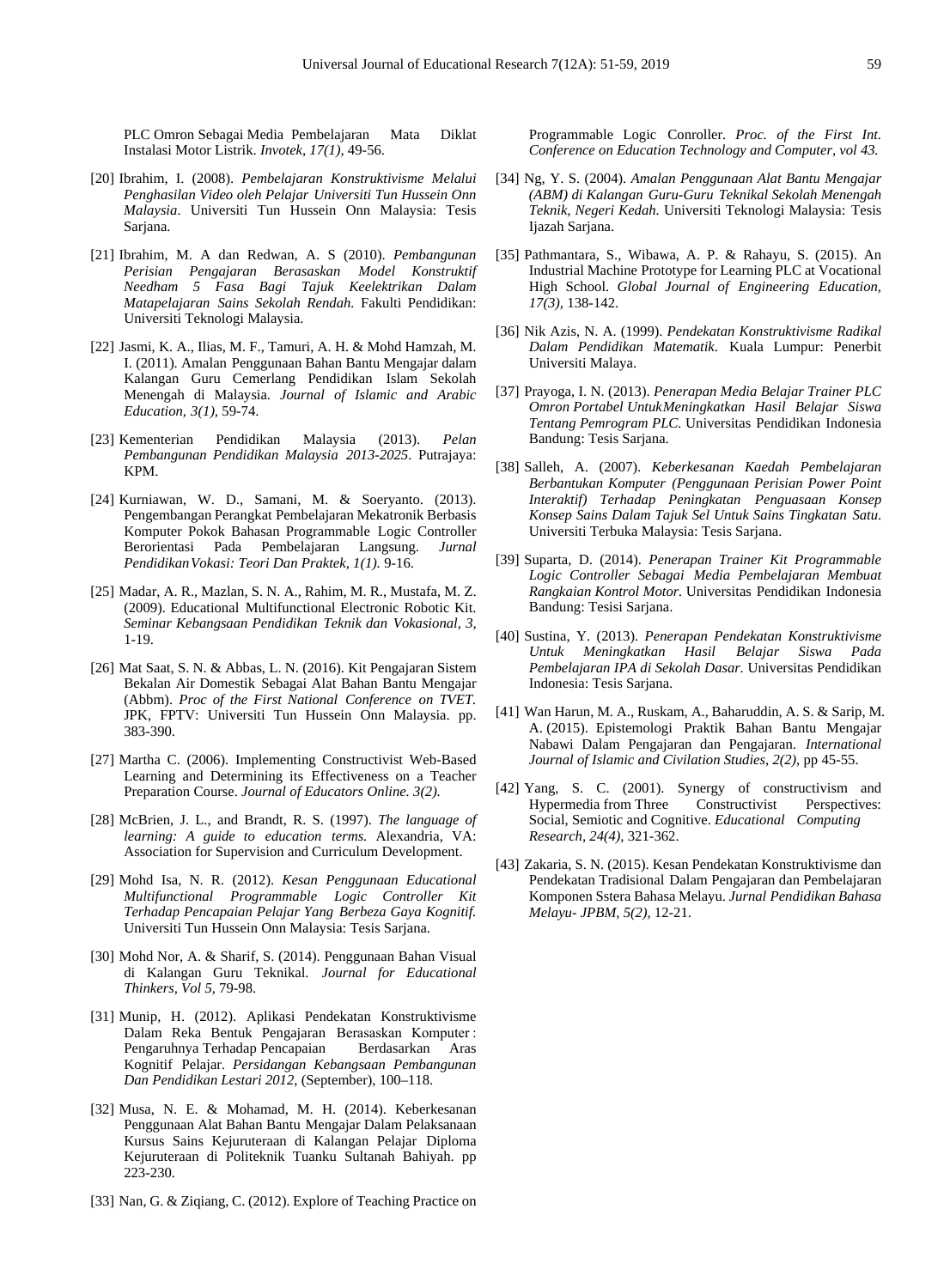PLC Omron Sebagai Media Pembelajaran Mata Diklat Instalasi Motor Listrik. *Invotek, 17(1),* 49-56.

[20] Ibrahim, I. (2008). *Pembelajaran Konstruktivisme Melalui Penghasilan Video oleh Pelajar Universiti Tun Hussein Onn Malaysia*. Universiti Tun Hussein Onn Malaysia: Tesis Sarjana.

[21] Ibrahim, M. A dan Redwan, A. S (2010). *Pembangunan Perisian Pengajaran Berasaskan Model Konstruktif Needham 5 Fasa Bagi Tajuk Keelektrikan Dalam Matapelajaran Sains Sekolah Rendah.* Fakulti Pendidikan: Universiti Teknologi Malaysia.

[22] Jasmi, K. A., Ilias, M. F., Tamuri, A. H. & Mohd Hamzah, M. I. (2011). Amalan Penggunaan Bahan Bantu Mengajar dalam Kalangan Guru Cemerlang Pendidikan Islam Sekolah Menengah di Malaysia. *Journal of Islamic and Arabic Education, 3(1),* 59-74.

[23] Kementerian Pendidikan Malaysia (2013). *Pelan Pembangunan Pendidikan Malaysia 2013-2025*. Putrajaya: KPM.

[24] Kurniawan, W. D., Samani, M. & Soeryanto. (2013). Pengembangan Perangkat Pembelajaran Mekatronik Berbasis Komputer Pokok Bahasan Programmable Logic Controller Berorientasi Pada Pembelajaran Langsung. *Jurnal PendidikanVokasi: Teori Dan Praktek, 1(1).* 9-16.

[25] Madar, A. R., Mazlan, S. N. A., Rahim, M. R., Mustafa, M. Z. (2009). Educational Multifunctional Electronic Robotic Kit. *Seminar Kebangsaan Pendidikan Teknik dan Vokasional, 3,* 1-19.

[26] Mat Saat, S. N. & Abbas, L. N. (2016). Kit Pengajaran Sistem Bekalan Air Domestik Sebagai Alat Bahan Bantu Mengajar (Abbm). *Proc of the First National Conference on TVET*. JPK, FPTV: Universiti Tun Hussein Onn Malaysia. pp. 383-390.

[27] Martha C. (2006). Implementing Constructivist Web-Based Learning and Determining its Effectiveness on a Teacher Preparation Course. *Journal of Educators Online. 3(2).*

[28] McBrien, J. L., and Brandt, R. S. (1997). *The language of learning: A guide to education terms.* Alexandria, VA: Association for Supervision and Curriculum Development.

[29] Mohd Isa, N. R. (2012). *Kesan Penggunaan Educational Multifunctional Programmable Logic Controller Kit Terhadap Pencapaian Pelajar Yang Berbeza Gaya Kognitif.* Universiti Tun Hussein Onn Malaysia: Tesis Sarjana.

[30] Mohd Nor, A. & Sharif, S. (2014). Penggunaan Bahan Visual di Kalangan Guru Teknikal. *Journal for Educational Thinkers, Vol 5,* 79-98.

[31] Munip, H. (2012). Aplikasi Pendekatan Konstruktivisme Dalam Reka Bentuk Pengajaran Berasaskan Komputer : Pengaruhnya Terhadap Pencapaian Berdasarkan Aras Kognitif Pelajar. *Persidangan Kebangsaan Pembangunan Dan Pendidikan Lestari 2012*, (September), 100–118.

[32] Musa, N. E. & Mohamad, M. H. (2014). Keberkesanan Penggunaan Alat Bahan Bantu Mengajar Dalam Pelaksanaan Kursus Sains Kejuruteraan di Kalangan Pelajar Diploma Kejuruteraan di Politeknik Tuanku Sultanah Bahiyah. pp 223-230.

[33] Nan, G. & Ziqiang, C. (2012). Explore of Teaching Practice on Programmable Logic Conroller. *Proc. of the First Int. Conference on Education Technology and Computer, vol 43.*

[34] Ng, Y. S. (2004). *Amalan Penggunaan Alat Bantu Mengajar (ABM) di Kalangan Guru-Guru Teknikal Sekolah Menengah Teknik, Negeri Kedah.* Universiti Teknologi Malaysia: Tesis Ijazah Sarjana.

[35] Pathmantara, S., Wibawa, A. P. & Rahayu, S. (2015). An Industrial Machine Prototype for Learning PLC at Vocational High School. *Global Journal of Engineering Education, 17(3),* 138-142.

[36] Nik Azis, N. A. (1999). *Pendekatan Konstruktivisme Radikal Dalam Pendidikan Matematik*. Kuala Lumpur: Penerbit Universiti Malaya.

[37] Prayoga, I. N. (2013). *Penerapan Media Belajar Trainer PLC Omron Portabel UntukMeningkatkan Hasil Belajar Siswa Tentang Pemrogram PLC.* Universitas Pendidikan Indonesia Bandung: Tesis Sarjana.

[38] Salleh, A. (2007). *Keberkesanan Kaedah Pembelajaran Berbantukan Komputer (Penggunaan Perisian Power Point Interaktif) Terhadap Peningkatan Penguasaan Konsep Konsep Sains Dalam Tajuk Sel Untuk Sains Tingkatan Satu*. Universiti Terbuka Malaysia: Tesis Sarjana.

[39] Suparta, D. (2014). *Penerapan Trainer Kit Programmable Logic Controller Sebagai Media Pembelajaran Membuat Rangkaian Kontrol Motor*. Universitas Pendidikan Indonesia Bandung: Tesisi Sarjana.

[40] Sustina, Y. (2013). *Penerapan Pendekatan Konstruktivisme Untuk Meningkatkan Hasil Belajar Siswa Pada Pembelajaran IPA di Sekolah Dasar.* Universitas Pendidikan Indonesia: Tesis Sarjana.

[41] Wan Harun, M. A., Ruskam, A., Baharuddin, A. S. & Sarip, M. A. (2015). Epistemologi Praktik Bahan Bantu Mengajar Nabawi Dalam Pengajaran dan Pengajaran. *International Journal of Islamic and Civilation Studies, 2(2),* pp 45-55.

[42] Yang, S. C. (2001). Synergy of constructivism and Hypermedia from Three Constructivist Perspectives: Social, Semiotic and Cognitive. *Educational Computing Research, 24(4),* 321-362.

[43] Zakaria, S. N. (2015). Kesan Pendekatan Konstruktivisme dan Pendekatan Tradisional Dalam Pengajaran dan Pembelajaran Komponen Sstera Bahasa Melayu. *Jurnal Pendidikan Bahasa Melayu- JPBM, 5(2),* 12-21.